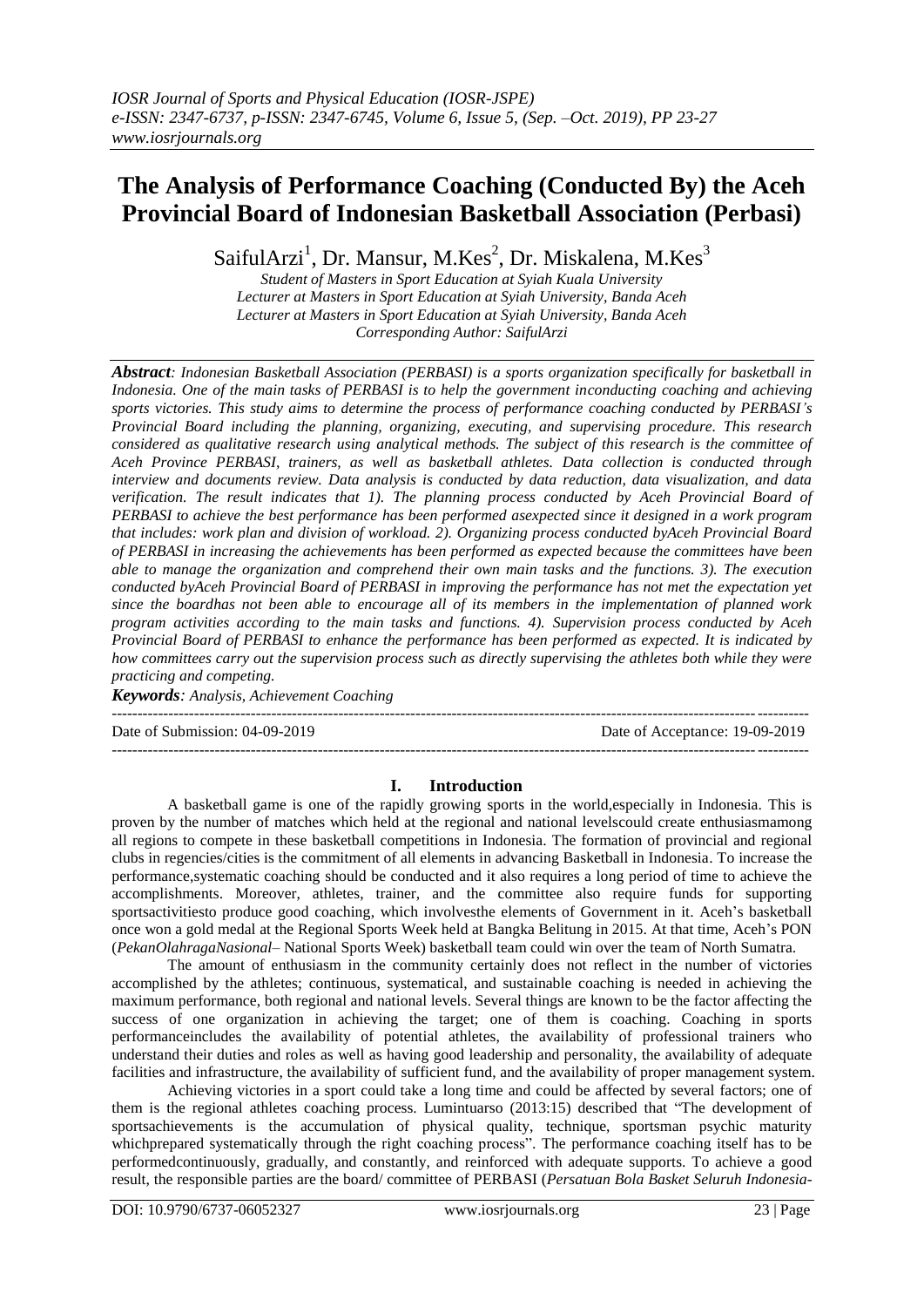# The Analysis of Performance Coaching (Conducted By) the Aceh Provincial Board of Indonesian Basketball Association (Perbasi)

SaifulArzi[1], Dr. Mansur, M.Kes[2], Dr. Miskalena, M.Kes[3]

*Student of Masters in Sport Education at Syiah Kuala University*
*Lecturer at Masters in Sport Education at Syiah University, Banda Aceh*
*Lecturer at Masters in Sport Education at Syiah University, Banda Aceh*
*Corresponding Author: SaifulArzi*

***Abstract**: Indonesian Basketball Association (PERBASI) is a sports organization specifically for basketball in Indonesia. One of the main tasks of PERBASI is to help the government inconducting coaching and achieving sports victories. This study aims to determine the process of performance coaching conducted by PERBASI's Provincial Board including the planning, organizing, executing, and supervising procedure. This research considered as qualitative research using analytical methods. The subject of this research is the committee of Aceh Province PERBASI, trainers, as well as basketball athletes. Data collection is conducted through interview and documents review. Data analysis is conducted by data reduction, data visualization, and data verification. The result indicates that 1). The planning process conducted by Aceh Provincial Board of PERBASI to achieve the best performance has been performed asexpected since it designed in a work program that includes: work plan and division of workload. 2). Organizing process conducted byAceh Provincial Board of PERBASI in increasing the achievements has been performed as expected because the committees have been able to manage the organization and comprehend their own main tasks and the functions. 3). The execution conducted byAceh Provincial Board of PERBASI in improving the performance has not met the expectation yet since the boardhas not been able to encourage all of its members in the implementation of planned work program activities according to the main tasks and functions. 4). Supervision process conducted by Aceh Provincial Board of PERBASI to enhance the performance has been performed as expected. It is indicated by how committees carry out the supervision process such as directly supervising the athletes both while they were practicing and competing.*

***Keywords**: Analysis, Achievement Coaching*

---

Date of Submission: 04-09-2019 | Date of Acceptance: 19-09-2019

---

## I. Introduction

A basketball game is one of the rapidly growing sports in the world,especially in Indonesia. This is proven by the number of matches which held at the regional and national levelscould create enthusiasmamong all regions to compete in these basketball competitions in Indonesia. The formation of provincial and regional clubs in regencies/cities is the commitment of all elements in advancing Basketball in Indonesia. To increase the performance,systematic coaching should be conducted and it also requires a long period of time to achieve the accomplishments. Moreover, athletes, trainer, and the committee also require funds for supporting sportsactivitiesto produce good coaching, which involvesthe elements of Government in it. Aceh's basketball once won a gold medal at the Regional Sports Week held at Bangka Belitung in 2015. At that time, Aceh's PON (*PekanOlahragaNasional*– National Sports Week) basketball team could win over the team of North Sumatra.

The amount of enthusiasm in the community certainly does not reflect in the number of victories accomplished by the athletes; continuous, systematical, and sustainable coaching is needed in achieving the maximum performance, both regional and national levels. Several things are known to be the factor affecting the success of one organization in achieving the target; one of them is coaching. Coaching in sports performanceincludes the availability of potential athletes, the availability of professional trainers who understand their duties and roles as well as having good leadership and personality, the availability of adequate facilities and infrastructure, the availability of sufficient fund, and the availability of proper management system.

Achieving victories in a sport could take a long time and could be affected by several factors; one of them is the regional athletes coaching process. Lumintuarso (2013:15) described that "The development of sportsachievements is the accumulation of physical quality, technique, sportsman psychic maturity whichprepared systematically through the right coaching process". The performance coaching itself has to be performedcontinuously, gradually, and constantly, and reinforced with adequate supports. To achieve a good result, the responsible parties are the board/ committee of PERBASI (*Persatuan Bola Basket Seluruh Indonesia-*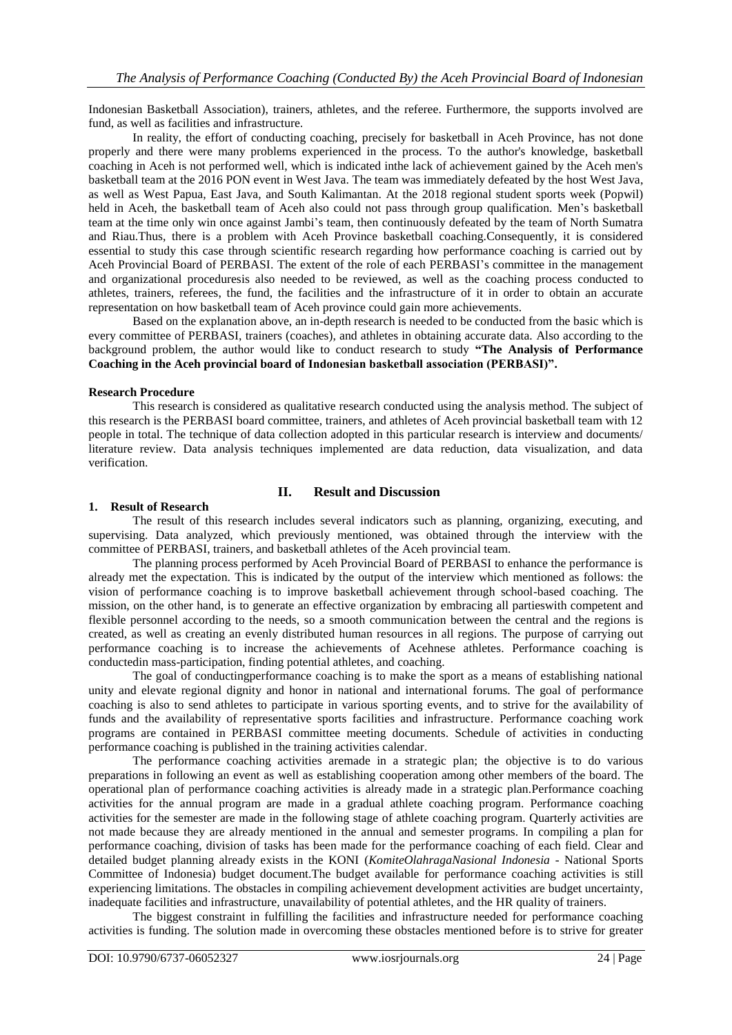Indonesian Basketball Association), trainers, athletes, and the referee. Furthermore, the supports involved are fund, as well as facilities and infrastructure.

In reality, the effort of conducting coaching, precisely for basketball in Aceh Province, has not done properly and there were many problems experienced in the process. To the author's knowledge, basketball coaching in Aceh is not performed well, which is indicated inthe lack of achievement gained by the Aceh men's basketball team at the 2016 PON event in West Java. The team was immediately defeated by the host West Java, as well as West Papua, East Java, and South Kalimantan. At the 2018 regional student sports week (Popwil) held in Aceh, the basketball team of Aceh also could not pass through group qualification. Men's basketball team at the time only win once against Jambi's team, then continuously defeated by the team of North Sumatra and Riau.Thus, there is a problem with Aceh Province basketball coaching.Consequently, it is considered essential to study this case through scientific research regarding how performance coaching is carried out by Aceh Provincial Board of PERBASI. The extent of the role of each PERBASI's committee in the management and organizational proceduresis also needed to be reviewed, as well as the coaching process conducted to athletes, trainers, referees, the fund, the facilities and the infrastructure of it in order to obtain an accurate representation on how basketball team of Aceh province could gain more achievements.

Based on the explanation above, an in-depth research is needed to be conducted from the basic which is every committee of PERBASI, trainers (coaches), and athletes in obtaining accurate data. Also according to the background problem, the author would like to conduct research to study **"The Analysis of Performance Coaching in the Aceh provincial board of Indonesian basketball association (PERBASI)".**

**Research Procedure**

This research is considered as qualitative research conducted using the analysis method. The subject of this research is the PERBASI board committee, trainers, and athletes of Aceh provincial basketball team with 12 people in total. The technique of data collection adopted in this particular research is interview and documents/ literature review. Data analysis techniques implemented are data reduction, data visualization, and data verification.

## II. Result and Discussion

**1. Result of Research**

The result of this research includes several indicators such as planning, organizing, executing, and supervising. Data analyzed, which previously mentioned, was obtained through the interview with the committee of PERBASI, trainers, and basketball athletes of the Aceh provincial team.

The planning process performed by Aceh Provincial Board of PERBASI to enhance the performance is already met the expectation. This is indicated by the output of the interview which mentioned as follows: the vision of performance coaching is to improve basketball achievement through school-based coaching. The mission, on the other hand, is to generate an effective organization by embracing all partieswith competent and flexible personnel according to the needs, so a smooth communication between the central and the regions is created, as well as creating an evenly distributed human resources in all regions. The purpose of carrying out performance coaching is to increase the achievements of Acehnese athletes. Performance coaching is conductedin mass-participation, finding potential athletes, and coaching.

The goal of conductingperformance coaching is to make the sport as a means of establishing national unity and elevate regional dignity and honor in national and international forums. The goal of performance coaching is also to send athletes to participate in various sporting events, and to strive for the availability of funds and the availability of representative sports facilities and infrastructure. Performance coaching work programs are contained in PERBASI committee meeting documents. Schedule of activities in conducting performance coaching is published in the training activities calendar.

The performance coaching activities aremade in a strategic plan; the objective is to do various preparations in following an event as well as establishing cooperation among other members of the board. The operational plan of performance coaching activities is already made in a strategic plan.Performance coaching activities for the annual program are made in a gradual athlete coaching program. Performance coaching activities for the semester are made in the following stage of athlete coaching program. Quarterly activities are not made because they are already mentioned in the annual and semester programs. In compiling a plan for performance coaching, division of tasks has been made for the performance coaching of each field. Clear and detailed budget planning already exists in the KONI (*KomiteOlahragaNasional Indonesia* - National Sports Committee of Indonesia) budget document.The budget available for performance coaching activities is still experiencing limitations. The obstacles in compiling achievement development activities are budget uncertainty, inadequate facilities and infrastructure, unavailability of potential athletes, and the HR quality of trainers.

The biggest constraint in fulfilling the facilities and infrastructure needed for performance coaching activities is funding. The solution made in overcoming these obstacles mentioned before is to strive for greater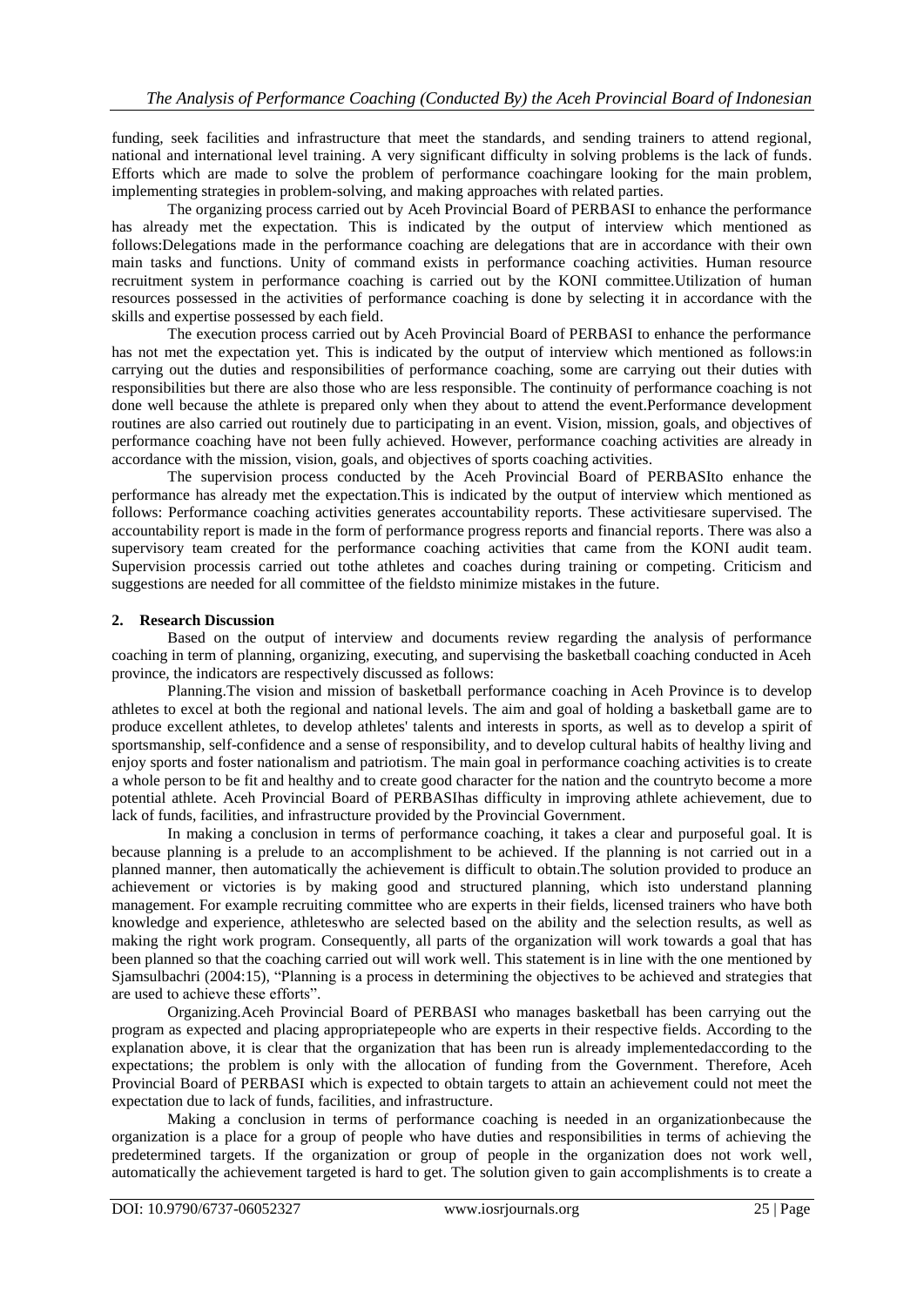funding, seek facilities and infrastructure that meet the standards, and sending trainers to attend regional, national and international level training. A very significant difficulty in solving problems is the lack of funds. Efforts which are made to solve the problem of performance coachingare looking for the main problem, implementing strategies in problem-solving, and making approaches with related parties.

The organizing process carried out by Aceh Provincial Board of PERBASI to enhance the performance has already met the expectation. This is indicated by the output of interview which mentioned as follows:Delegations made in the performance coaching are delegations that are in accordance with their own main tasks and functions. Unity of command exists in performance coaching activities. Human resource recruitment system in performance coaching is carried out by the KONI committee.Utilization of human resources possessed in the activities of performance coaching is done by selecting it in accordance with the skills and expertise possessed by each field.

The execution process carried out by Aceh Provincial Board of PERBASI to enhance the performance has not met the expectation yet. This is indicated by the output of interview which mentioned as follows:in carrying out the duties and responsibilities of performance coaching, some are carrying out their duties with responsibilities but there are also those who are less responsible. The continuity of performance coaching is not done well because the athlete is prepared only when they about to attend the event.Performance development routines are also carried out routinely due to participating in an event. Vision, mission, goals, and objectives of performance coaching have not been fully achieved. However, performance coaching activities are already in accordance with the mission, vision, goals, and objectives of sports coaching activities.

The supervision process conducted by the Aceh Provincial Board of PERBASIto enhance the performance has already met the expectation.This is indicated by the output of interview which mentioned as follows: Performance coaching activities generates accountability reports. These activitiesare supervised. The accountability report is made in the form of performance progress reports and financial reports. There was also a supervisory team created for the performance coaching activities that came from the KONI audit team. Supervision processis carried out tothe athletes and coaches during training or competing. Criticism and suggestions are needed for all committee of the fieldsto minimize mistakes in the future.

## 2. Research Discussion

Based on the output of interview and documents review regarding the analysis of performance coaching in term of planning, organizing, executing, and supervising the basketball coaching conducted in Aceh province, the indicators are respectively discussed as follows:

Planning.The vision and mission of basketball performance coaching in Aceh Province is to develop athletes to excel at both the regional and national levels. The aim and goal of holding a basketball game are to produce excellent athletes, to develop athletes' talents and interests in sports, as well as to develop a spirit of sportsmanship, self-confidence and a sense of responsibility, and to develop cultural habits of healthy living and enjoy sports and foster nationalism and patriotism. The main goal in performance coaching activities is to create a whole person to be fit and healthy and to create good character for the nation and the countryto become a more potential athlete. Aceh Provincial Board of PERBASIhas difficulty in improving athlete achievement, due to lack of funds, facilities, and infrastructure provided by the Provincial Government.

In making a conclusion in terms of performance coaching, it takes a clear and purposeful goal. It is because planning is a prelude to an accomplishment to be achieved. If the planning is not carried out in a planned manner, then automatically the achievement is difficult to obtain.The solution provided to produce an achievement or victories is by making good and structured planning, which isto understand planning management. For example recruiting committee who are experts in their fields, licensed trainers who have both knowledge and experience, athleteswho are selected based on the ability and the selection results, as well as making the right work program. Consequently, all parts of the organization will work towards a goal that has been planned so that the coaching carried out will work well. This statement is in line with the one mentioned by Sjamsulbachri (2004:15), "Planning is a process in determining the objectives to be achieved and strategies that are used to achieve these efforts".

Organizing.Aceh Provincial Board of PERBASI who manages basketball has been carrying out the program as expected and placing appropriatepeople who are experts in their respective fields. According to the explanation above, it is clear that the organization that has been run is already implementedaccording to the expectations; the problem is only with the allocation of funding from the Government. Therefore, Aceh Provincial Board of PERBASI which is expected to obtain targets to attain an achievement could not meet the expectation due to lack of funds, facilities, and infrastructure.

Making a conclusion in terms of performance coaching is needed in an organizationbecause the organization is a place for a group of people who have duties and responsibilities in terms of achieving the predetermined targets. If the organization or group of people in the organization does not work well, automatically the achievement targeted is hard to get. The solution given to gain accomplishments is to create a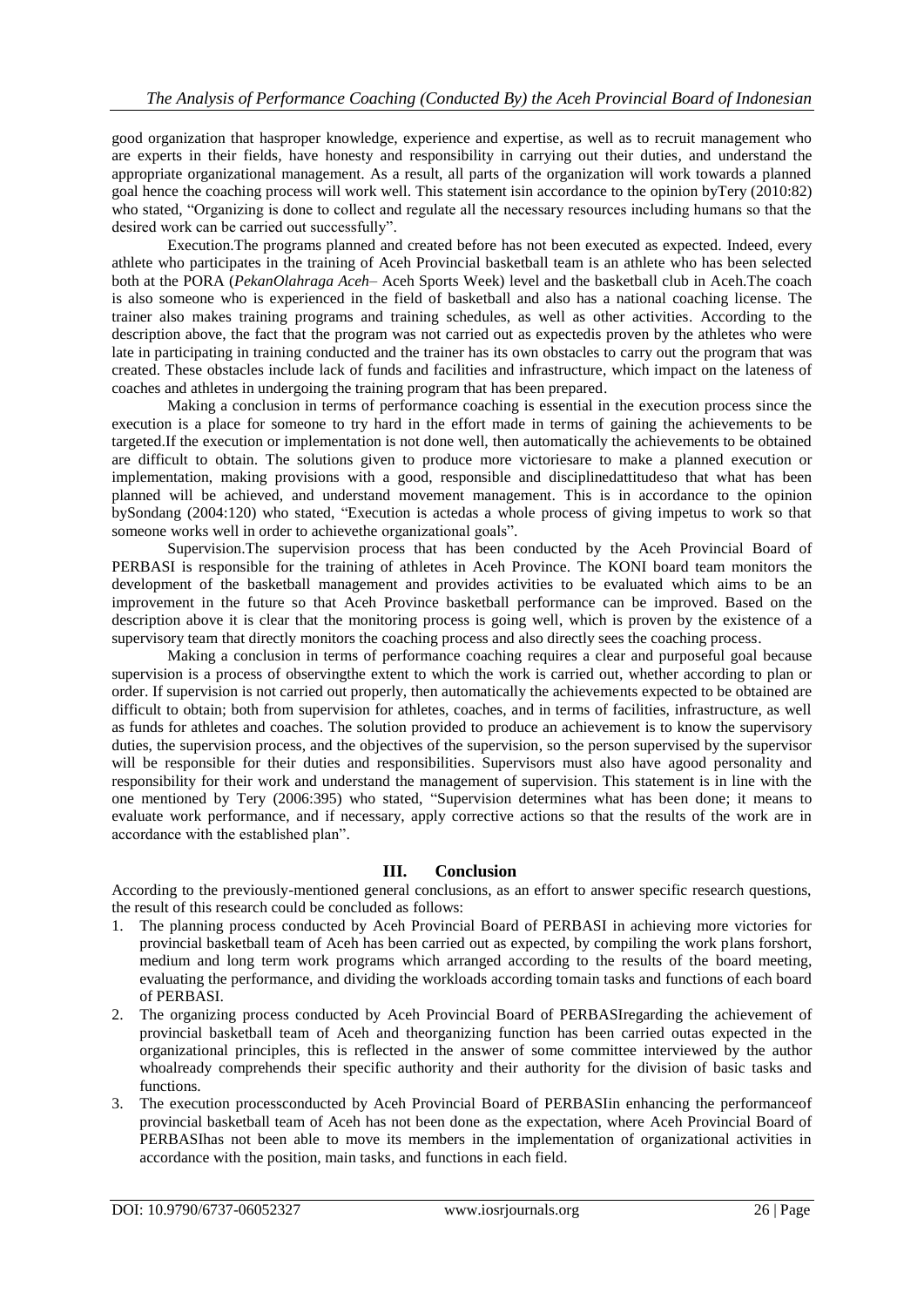good organization that hasproper knowledge, experience and expertise, as well as to recruit management who are experts in their fields, have honesty and responsibility in carrying out their duties, and understand the appropriate organizational management. As a result, all parts of the organization will work towards a planned goal hence the coaching process will work well. This statement isin accordance to the opinion byTery (2010:82) who stated, "Organizing is done to collect and regulate all the necessary resources including humans so that the desired work can be carried out successfully".

Execution.The programs planned and created before has not been executed as expected. Indeed, every athlete who participates in the training of Aceh Provincial basketball team is an athlete who has been selected both at the PORA (*PekanOlahraga Aceh*– Aceh Sports Week) level and the basketball club in Aceh.The coach is also someone who is experienced in the field of basketball and also has a national coaching license. The trainer also makes training programs and training schedules, as well as other activities. According to the description above, the fact that the program was not carried out as expectedis proven by the athletes who were late in participating in training conducted and the trainer has its own obstacles to carry out the program that was created. These obstacles include lack of funds and facilities and infrastructure, which impact on the lateness of coaches and athletes in undergoing the training program that has been prepared.

Making a conclusion in terms of performance coaching is essential in the execution process since the execution is a place for someone to try hard in the effort made in terms of gaining the achievements to be targeted.If the execution or implementation is not done well, then automatically the achievements to be obtained are difficult to obtain. The solutions given to produce more victoriesare to make a planned execution or implementation, making provisions with a good, responsible and disciplinedattitudeso that what has been planned will be achieved, and understand movement management. This is in accordance to the opinion bySondang (2004:120) who stated, "Execution is actedas a whole process of giving impetus to work so that someone works well in order to achievethe organizational goals".

Supervision.The supervision process that has been conducted by the Aceh Provincial Board of PERBASI is responsible for the training of athletes in Aceh Province. The KONI board team monitors the development of the basketball management and provides activities to be evaluated which aims to be an improvement in the future so that Aceh Province basketball performance can be improved. Based on the description above it is clear that the monitoring process is going well, which is proven by the existence of a supervisory team that directly monitors the coaching process and also directly sees the coaching process.

Making a conclusion in terms of performance coaching requires a clear and purposeful goal because supervision is a process of observingthe extent to which the work is carried out, whether according to plan or order. If supervision is not carried out properly, then automatically the achievements expected to be obtained are difficult to obtain; both from supervision for athletes, coaches, and in terms of facilities, infrastructure, as well as funds for athletes and coaches. The solution provided to produce an achievement is to know the supervisory duties, the supervision process, and the objectives of the supervision, so the person supervised by the supervisor will be responsible for their duties and responsibilities. Supervisors must also have agood personality and responsibility for their work and understand the management of supervision. This statement is in line with the one mentioned by Tery (2006:395) who stated, "Supervision determines what has been done; it means to evaluate work performance, and if necessary, apply corrective actions so that the results of the work are in accordance with the established plan".

## III. Conclusion

According to the previously-mentioned general conclusions, as an effort to answer specific research questions, the result of this research could be concluded as follows:

1. The planning process conducted by Aceh Provincial Board of PERBASI in achieving more victories for provincial basketball team of Aceh has been carried out as expected, by compiling the work plans forshort, medium and long term work programs which arranged according to the results of the board meeting, evaluating the performance, and dividing the workloads according tomain tasks and functions of each board of PERBASI.
2. The organizing process conducted by Aceh Provincial Board of PERBASIregarding the achievement of provincial basketball team of Aceh and theorganizing function has been carried outas expected in the organizational principles, this is reflected in the answer of some committee interviewed by the author whoalready comprehends their specific authority and their authority for the division of basic tasks and functions.
3. The execution processconducted by Aceh Provincial Board of PERBASIin enhancing the performanceof provincial basketball team of Aceh has not been done as the expectation, where Aceh Provincial Board of PERBASIhas not been able to move its members in the implementation of organizational activities in accordance with the position, main tasks, and functions in each field.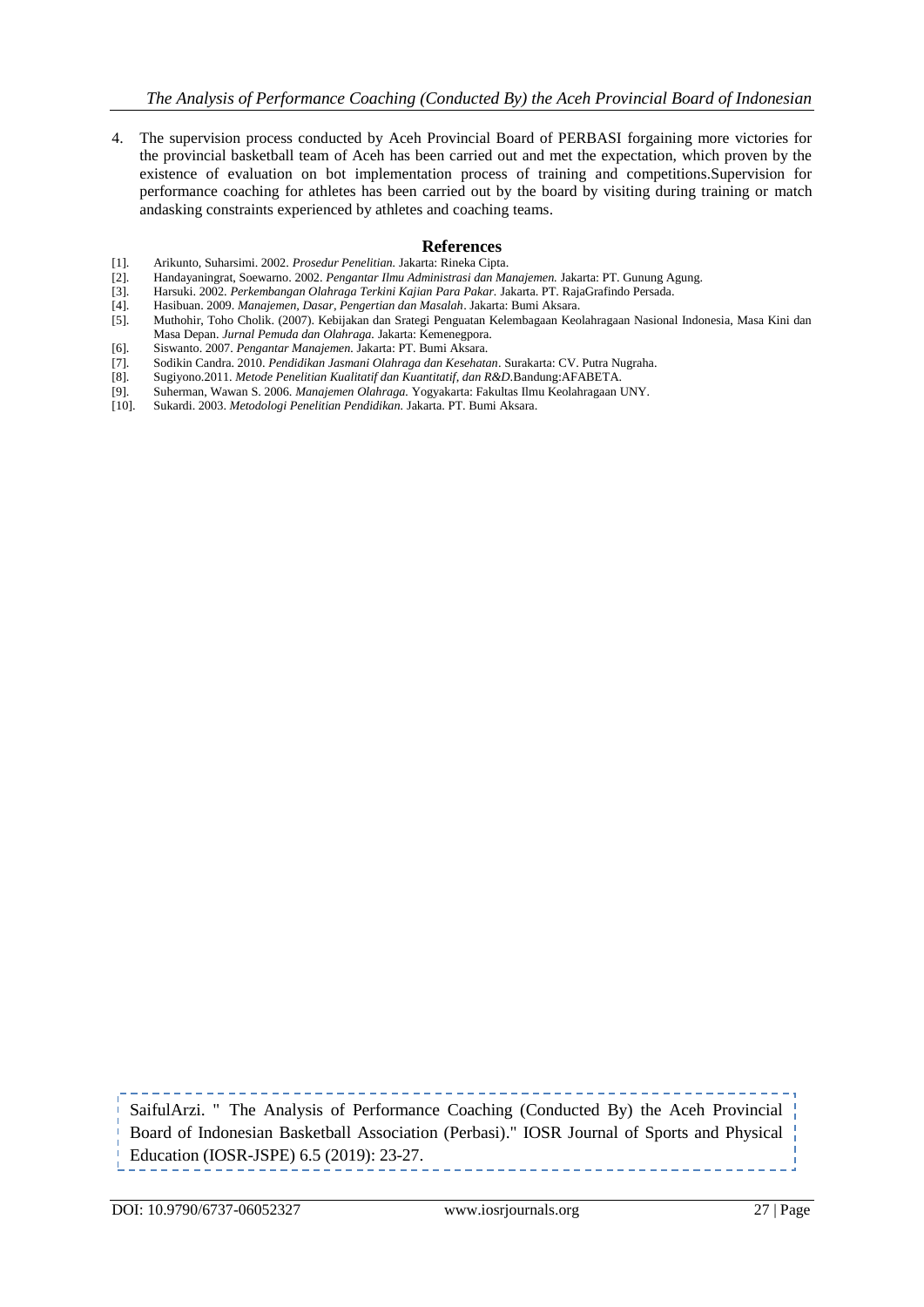4. The supervision process conducted by Aceh Provincial Board of PERBASI forgaining more victories for the provincial basketball team of Aceh has been carried out and met the expectation, which proven by the existence of evaluation on bot implementation process of training and competitions.Supervision for performance coaching for athletes has been carried out by the board by visiting during training or match andasking constraints experienced by athletes and coaching teams.

## References

[1]. Arikunto, Suharsimi. 2002. *Prosedur Penelitian.* Jakarta: Rineka Cipta.
[2]. Handayaningrat, Soewarno. 2002. *Pengantar Ilmu Administrasi dan Manajemen.* Jakarta: PT. Gunung Agung.
[3]. Harsuki. 2002. *Perkembangan Olahraga Terkini Kajian Para Pakar.* Jakarta. PT. RajaGrafindo Persada.
[4]. Hasibuan. 2009. *Manajemen, Dasar, Pengertian dan Masalah*. Jakarta: Bumi Aksara.
[5]. Muthohir, Toho Cholik. (2007). Kebijakan dan Srategi Penguatan Kelembagaan Keolahragaan Nasional Indonesia, Masa Kini dan Masa Depan. *Jurnal Pemuda dan Olahraga.* Jakarta: Kemenegpora.
[6]. Siswanto. 2007. *Pengantar Manajemen.* Jakarta: PT. Bumi Aksara.
[7]. Sodikin Candra. 2010. *Pendidikan Jasmani Olahraga dan Kesehatan*. Surakarta: CV. Putra Nugraha.
[8]. Sugiyono.2011. *Metode Penelitian Kualitatif dan Kuantitatif, dan R&D.*Bandung:AFABETA.
[9]. Suherman, Wawan S. 2006. *Manajemen Olahraga.* Yogyakarta: Fakultas Ilmu Keolahragaan UNY.
[10]. Sukardi. 2003. *Metodologi Penelitian Pendidikan.* Jakarta. PT. Bumi Aksara.

SaifulArzi. " The Analysis of Performance Coaching (Conducted By) the Aceh Provincial Board of Indonesian Basketball Association (Perbasi)." IOSR Journal of Sports and Physical Education (IOSR-JSPE) 6.5 (2019): 23-27.